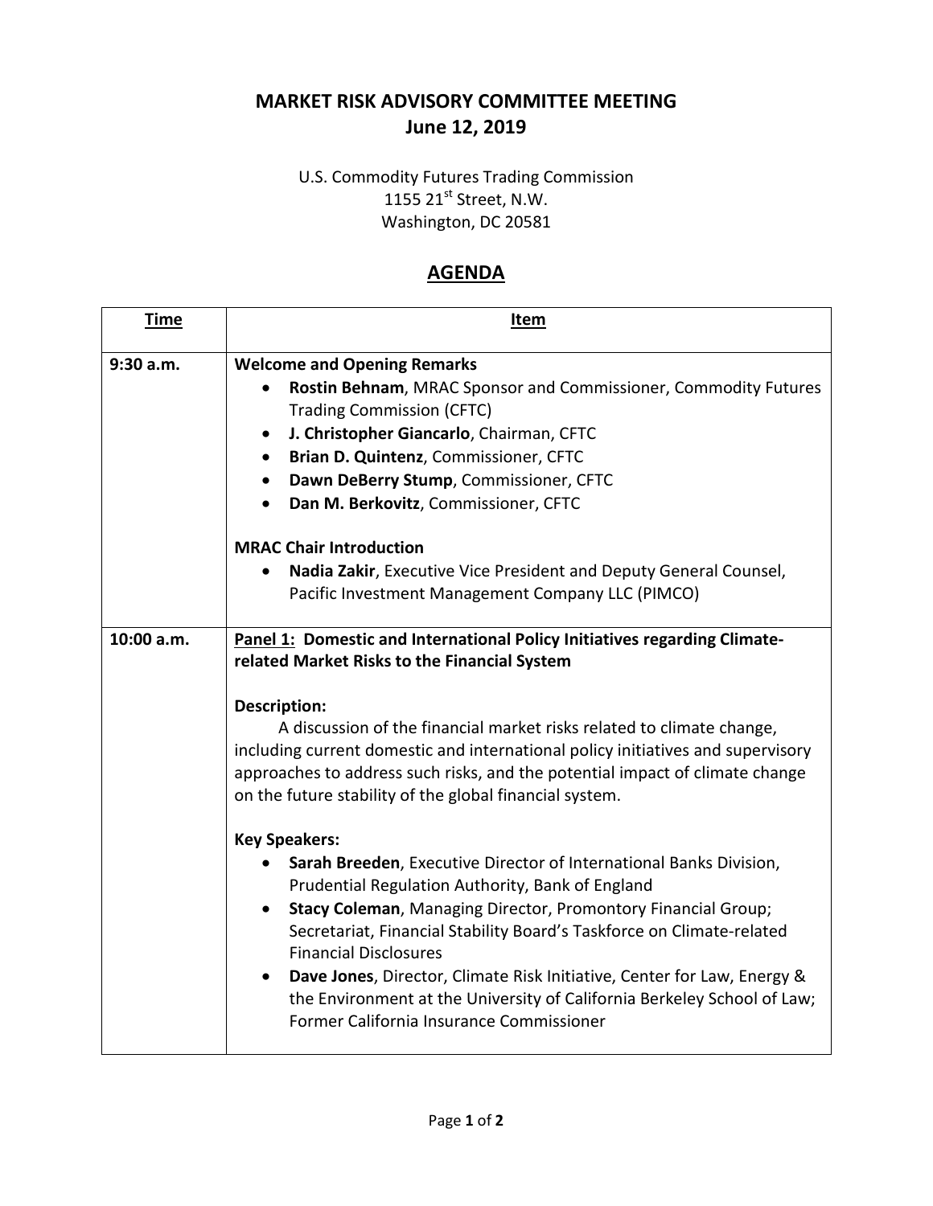# MARKET RISK ADVISORY COMMITTEE MEETING
## June 12, 2019

U.S. Commodity Futures Trading Commission
1155 21st Street, N.W.
Washington, DC 20581

## AGENDA

| Time | Item |
|---|---|
| 9:30 a.m. | **Welcome and Opening Remarks**<br>• **Rostin Behnam**, MRAC Sponsor and Commissioner, Commodity Futures Trading Commission (CFTC)<br>• **J. Christopher Giancarlo**, Chairman, CFTC<br>• **Brian D. Quintenz**, Commissioner, CFTC<br>• **Dawn DeBerry Stump**, Commissioner, CFTC<br>• **Dan M. Berkovitz**, Commissioner, CFTC<br><br>**MRAC Chair Introduction**<br>• **Nadia Zakir**, Executive Vice President and Deputy General Counsel, Pacific Investment Management Company LLC (PIMCO) |
| 10:00 a.m. | **Panel 1: Domestic and International Policy Initiatives regarding Climate-related Market Risks to the Financial System**<br><br>**Description:**<br>A discussion of the financial market risks related to climate change, including current domestic and international policy initiatives and supervisory approaches to address such risks, and the potential impact of climate change on the future stability of the global financial system.<br><br>**Key Speakers:**<br>• **Sarah Breeden**, Executive Director of International Banks Division, Prudential Regulation Authority, Bank of England<br>• **Stacy Coleman**, Managing Director, Promontory Financial Group; Secretariat, Financial Stability Board's Taskforce on Climate-related Financial Disclosures<br>• **Dave Jones**, Director, Climate Risk Initiative, Center for Law, Energy & the Environment at the University of California Berkeley School of Law; Former California Insurance Commissioner |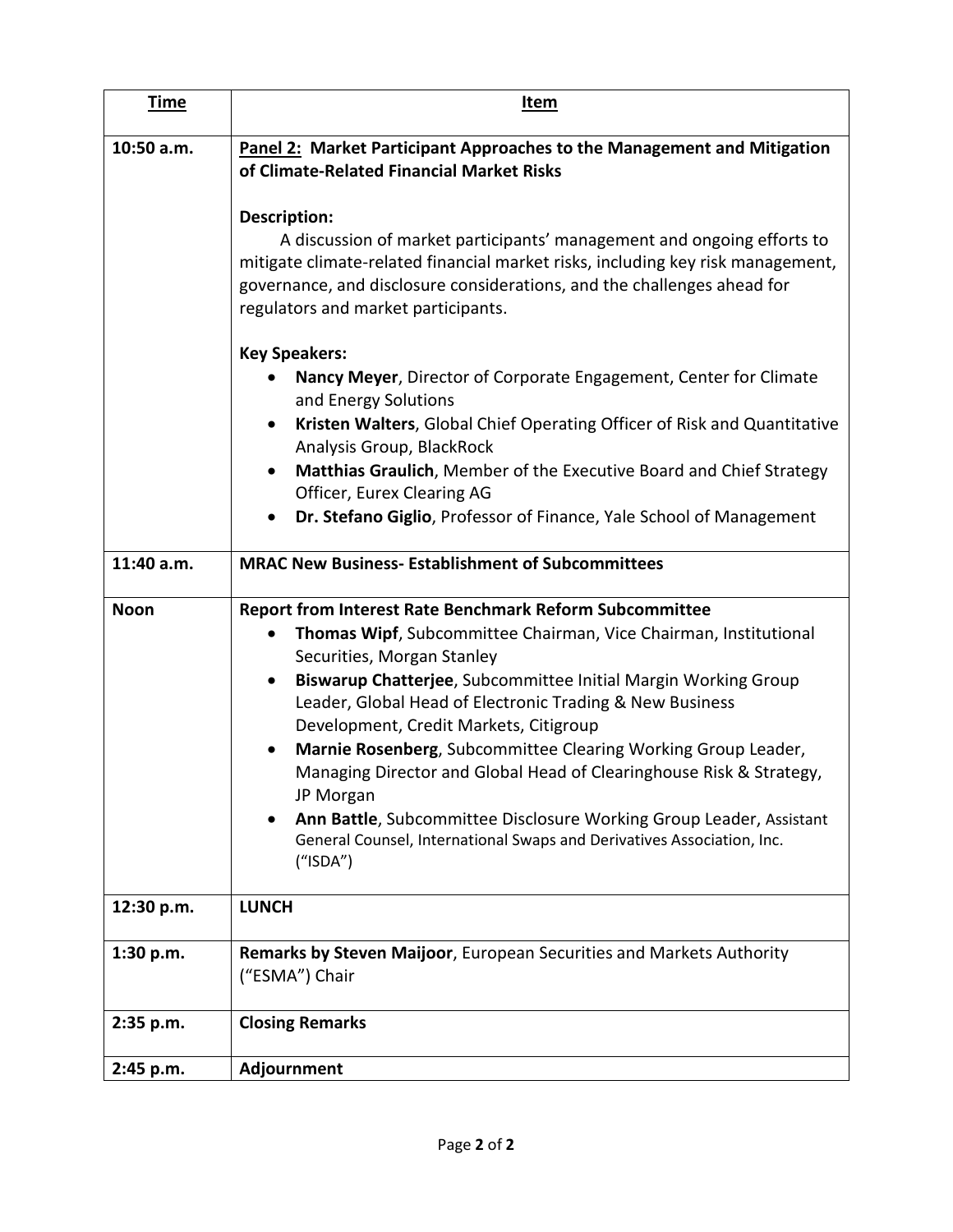| Time | Item |
| --- | --- |
| 10:50 a.m. | **Panel 2: Market Participant Approaches to the Management and Mitigation of Climate-Related Financial Market Risks**<br><br>**Description:**<br>A discussion of market participants' management and ongoing efforts to mitigate climate-related financial market risks, including key risk management, governance, and disclosure considerations, and the challenges ahead for regulators and market participants.<br><br>**Key Speakers:**<br>• **Nancy Meyer**, Director of Corporate Engagement, Center for Climate and Energy Solutions<br>• **Kristen Walters**, Global Chief Operating Officer of Risk and Quantitative Analysis Group, BlackRock<br>• **Matthias Graulich**, Member of the Executive Board and Chief Strategy Officer, Eurex Clearing AG<br>• **Dr. Stefano Giglio**, Professor of Finance, Yale School of Management |
| 11:40 a.m. | **MRAC New Business- Establishment of Subcommittees** |
| Noon | **Report from Interest Rate Benchmark Reform Subcommittee**<br>• **Thomas Wipf**, Subcommittee Chairman, Vice Chairman, Institutional Securities, Morgan Stanley<br>• **Biswarup Chatterjee**, Subcommittee Initial Margin Working Group Leader, Global Head of Electronic Trading & New Business Development, Credit Markets, Citigroup<br>• **Marnie Rosenberg**, Subcommittee Clearing Working Group Leader, Managing Director and Global Head of Clearinghouse Risk & Strategy, JP Morgan<br>• **Ann Battle**, Subcommittee Disclosure Working Group Leader, Assistant General Counsel, International Swaps and Derivatives Association, Inc. ("ISDA") |
| 12:30 p.m. | **LUNCH** |
| 1:30 p.m. | **Remarks by Steven Maijoor**, European Securities and Markets Authority ("ESMA") Chair |
| 2:35 p.m. | **Closing Remarks** |
| 2:45 p.m. | **Adjournment** |